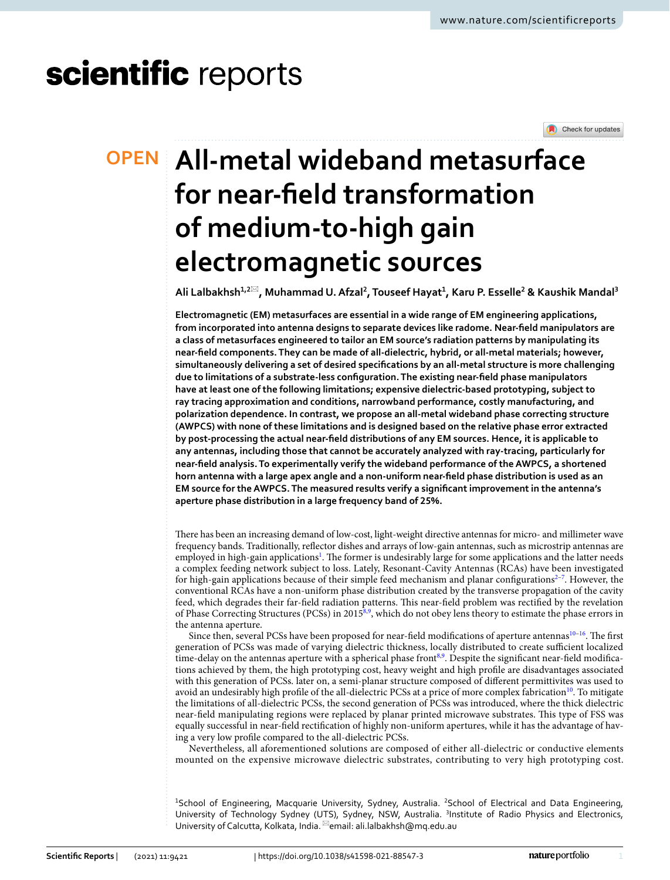# All-metal wideband metasurface for near-field transformation of medium-to-high gain electromagnetic sources

**Ali Lalbakhsh[1,2], Muhammad U. Afzal[2], Touseef Hayat[1], Karu P. Esselle[2] & Kaushik Mandal[3]**

**Electromagnetic (EM) metasurfaces are essential in a wide range of EM engineering applications, from incorporated into antenna designs to separate devices like radome. Near-field manipulators are a class of metasurfaces engineered to tailor an EM source's radiation patterns by manipulating its near-field components. They can be made of all-dielectric, hybrid, or all-metal materials; however, simultaneously delivering a set of desired specifications by an all-metal structure is more challenging due to limitations of a substrate-less configuration. The existing near-field phase manipulators have at least one of the following limitations; expensive dielectric-based prototyping, subject to ray tracing approximation and conditions, narrowband performance, costly manufacturing, and polarization dependence. In contrast, we propose an all-metal wideband phase correcting structure (AWPCS) with none of these limitations and is designed based on the relative phase error extracted by post-processing the actual near-field distributions of any EM sources. Hence, it is applicable to any antennas, including those that cannot be accurately analyzed with ray-tracing, particularly for near-field analysis. To experimentally verify the wideband performance of the AWPCS, a shortened horn antenna with a large apex angle and a non-uniform near-field phase distribution is used as an EM source for the AWPCS. The measured results verify a significant improvement in the antenna's aperture phase distribution in a large frequency band of 25%.**

There has been an increasing demand of low-cost, light-weight directive antennas for micro- and millimeter wave frequency bands. Traditionally, reflector dishes and arrays of low-gain antennas, such as microstrip antennas are employed in high-gain applications[1]. The former is undesirably large for some applications and the latter needs a complex feeding network subject to loss. Lately, Resonant-Cavity Antennas (RCAs) have been investigated for high-gain applications because of their simple feed mechanism and planar configurations[2–7]. However, the conventional RCAs have a non-uniform phase distribution created by the transverse propagation of the cavity feed, which degrades their far-field radiation patterns. This near-field problem was rectified by the revelation of Phase Correcting Structures (PCSs) in 2015[8,9], which do not obey lens theory to estimate the phase errors in the antenna aperture.

Since then, several PCSs have been proposed for near-field modifications of aperture antennas[10–16]. The first generation of PCSs was made of varying dielectric thickness, locally distributed to create sufficient localized time-delay on the antennas aperture with a spherical phase front[8,9]. Despite the significant near-field modifications achieved by them, the high prototyping cost, heavy weight and high profile are disadvantages associated with this generation of PCSs. later on, a semi-planar structure composed of different permittivites was used to avoid an undesirably high profile of the all-dielectric PCSs at a price of more complex fabrication[10]. To mitigate the limitations of all-dielectric PCSs, the second generation of PCSs was introduced, where the thick dielectric near-field manipulating regions were replaced by planar printed microwave substrates. This type of FSS was equally successful in near-field rectification of highly non-uniform apertures, while it has the advantage of having a very low profile compared to the all-dielectric PCSs.

Nevertheless, all aforementioned solutions are composed of either all-dielectric or conductive elements mounted on the expensive microwave dielectric substrates, contributing to very high prototyping cost.

[1]School of Engineering, Macquarie University, Sydney, Australia. [2]School of Electrical and Data Engineering, University of Technology Sydney (UTS), Sydney, NSW, Australia. [3]Institute of Radio Physics and Electronics, University of Calcutta, Kolkata, India. email: ali.lalbakhsh@mq.edu.au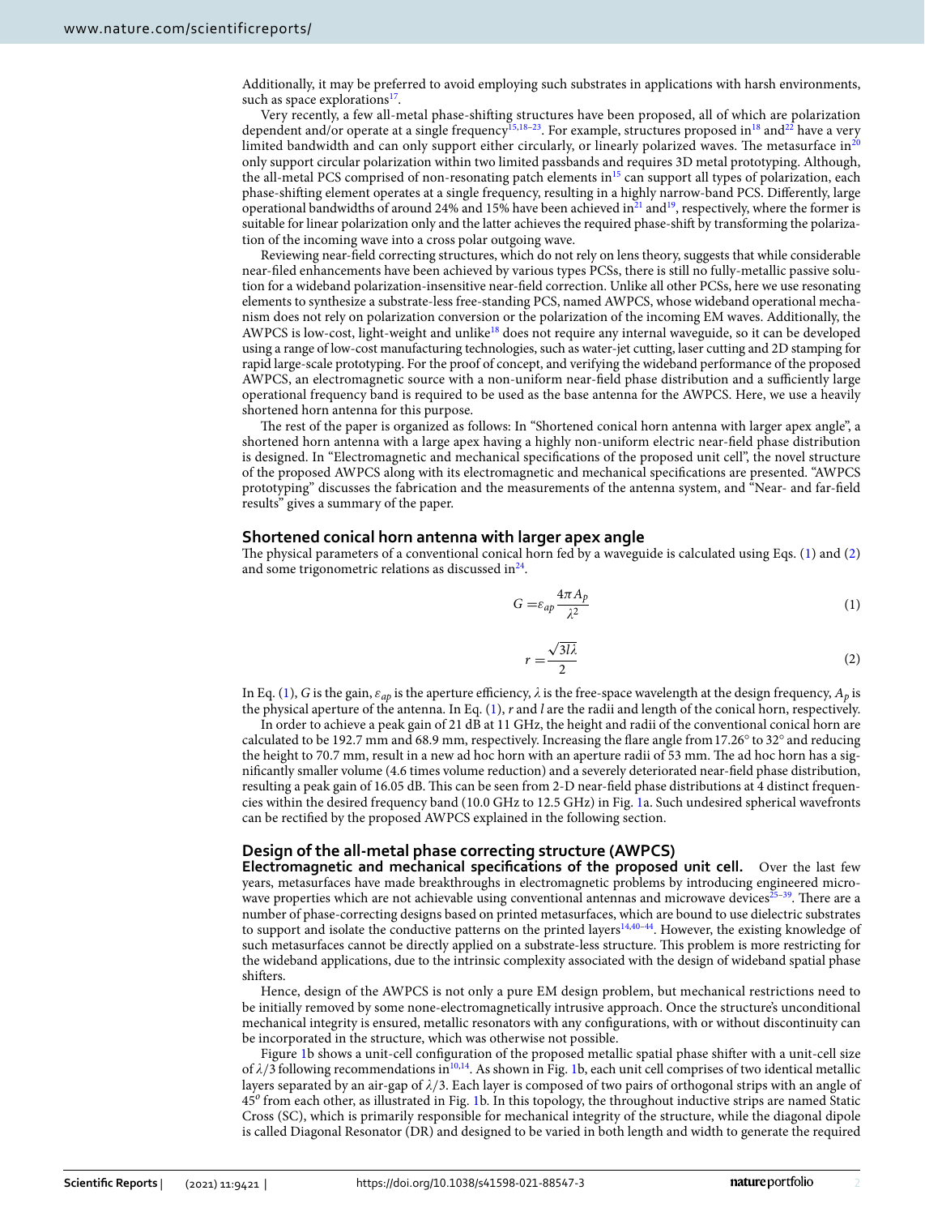Additionally, it may be preferred to avoid employing such substrates in applications with harsh environments, such as space explorations[17].

Very recently, a few all-metal phase-shifting structures have been proposed, all of which are polarization dependent and/or operate at a single frequency[15,18–23]. For example, structures proposed in[18] and[22] have a very limited bandwidth and can only support either circularly, or linearly polarized waves. The metasurface in[20] only support circular polarization within two limited passbands and requires 3D metal prototyping. Although, the all-metal PCS comprised of non-resonating patch elements in[15] can support all types of polarization, each phase-shifting element operates at a single frequency, resulting in a highly narrow-band PCS. Differently, large operational bandwidths of around 24% and 15% have been achieved in[21] and[19], respectively, where the former is suitable for linear polarization only and the latter achieves the required phase-shift by transforming the polarization of the incoming wave into a cross polar outgoing wave.

Reviewing near-field correcting structures, which do not rely on lens theory, suggests that while considerable near-filed enhancements have been achieved by various types PCSs, there is still no fully-metallic passive solution for a wideband polarization-insensitive near-field correction. Unlike all other PCSs, here we use resonating elements to synthesize a substrate-less free-standing PCS, named AWPCS, whose wideband operational mechanism does not rely on polarization conversion or the polarization of the incoming EM waves. Additionally, the AWPCS is low-cost, light-weight and unlike[18] does not require any internal waveguide, so it can be developed using a range of low-cost manufacturing technologies, such as water-jet cutting, laser cutting and 2D stamping for rapid large-scale prototyping. For the proof of concept, and verifying the wideband performance of the proposed AWPCS, an electromagnetic source with a non-uniform near-field phase distribution and a sufficiently large operational frequency band is required to be used as the base antenna for the AWPCS. Here, we use a heavily shortened horn antenna for this purpose.

The rest of the paper is organized as follows: In "Shortened conical horn antenna with larger apex angle", a shortened horn antenna with a large apex having a highly non-uniform electric near-field phase distribution is designed. In "Electromagnetic and mechanical specifications of the proposed unit cell", the novel structure of the proposed AWPCS along with its electromagnetic and mechanical specifications are presented. "AWPCS prototyping" discusses the fabrication and the measurements of the antenna system, and "Near- and far-field results" gives a summary of the paper.

## Shortened conical horn antenna with larger apex angle

The physical parameters of a conventional conical horn fed by a waveguide is calculated using Eqs. (1) and (2) and some trigonometric relations as discussed in[24].

$$G = \varepsilon_{ap}\frac{4\pi A_p}{\lambda^2} \tag{1}$$

$$r = \frac{\sqrt{3l\lambda}}{2} \tag{2}$$

In Eq. (1), $G$ is the gain, $\varepsilon_{ap}$ is the aperture efficiency, $\lambda$ is the free-space wavelength at the design frequency, $A_p$ is the physical aperture of the antenna. In Eq. (1), $r$ and $l$ are the radii and length of the conical horn, respectively.

In order to achieve a peak gain of 21 dB at 11 GHz, the height and radii of the conventional conical horn are calculated to be 192.7 mm and 68.9 mm, respectively. Increasing the flare angle from 17.26° to 32° and reducing the height to 70.7 mm, result in a new ad hoc horn with an aperture radii of 53 mm. The ad hoc horn has a significantly smaller volume (4.6 times volume reduction) and a severely deteriorated near-field phase distribution, resulting a peak gain of 16.05 dB. This can be seen from 2-D near-field phase distributions at 4 distinct frequencies within the desired frequency band (10.0 GHz to 12.5 GHz) in Fig. 1a. Such undesired spherical wavefronts can be rectified by the proposed AWPCS explained in the following section.

## Design of the all-metal phase correcting structure (AWPCS)

**Electromagnetic and mechanical specifications of the proposed unit cell.** Over the last few years, metasurfaces have made breakthroughs in electromagnetic problems by introducing engineered microwave properties which are not achievable using conventional antennas and microwave devices[25–39]. There are a number of phase-correcting designs based on printed metasurfaces, which are bound to use dielectric substrates to support and isolate the conductive patterns on the printed layers[14,40–44]. However, the existing knowledge of such metasurfaces cannot be directly applied on a substrate-less structure. This problem is more restricting for the wideband applications, due to the intrinsic complexity associated with the design of wideband spatial phase shifters.

Hence, design of the AWPCS is not only a pure EM design problem, but mechanical restrictions need to be initially removed by some none-electromagnetically intrusive approach. Once the structure's unconditional mechanical integrity is ensured, metallic resonators with any configurations, with or without discontinuity can be incorporated in the structure, which was otherwise not possible.

Figure 1b shows a unit-cell configuration of the proposed metallic spatial phase shifter with a unit-cell size of $\lambda/3$ following recommendations in[10,14]. As shown in Fig. 1b, each unit cell comprises of two identical metallic layers separated by an air-gap of $\lambda/3$. Each layer is composed of two pairs of orthogonal strips with an angle of $45^o$ from each other, as illustrated in Fig. 1b. In this topology, the throughout inductive strips are named Static Cross (SC), which is primarily responsible for mechanical integrity of the structure, while the diagonal dipole is called Diagonal Resonator (DR) and designed to be varied in both length and width to generate the required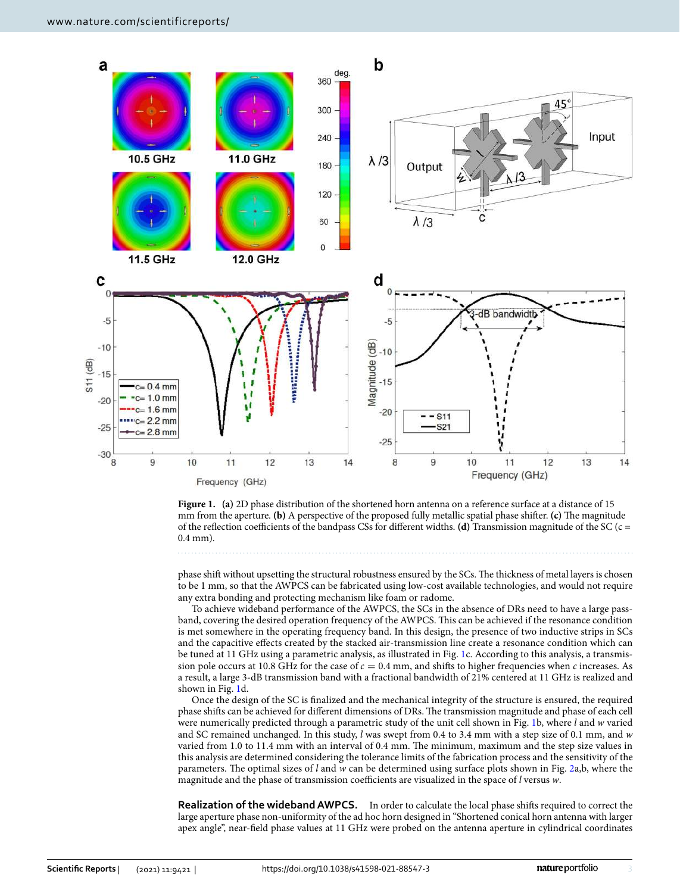a

10.5 GHz

11.0 GHz

11.5 GHz

12.0 GHz

deg.
360
300
240
180
120
60
0

b

45°

Input

Output

λ /3

w

λ /3

λ /3

c

c

0
-5
-10
-15
-20
-25
-30

S11 (dB)

c= 0.4 mm
c= 1.0 mm
c= 1.6 mm
c= 2.2 mm
c= 2.8 mm

8 9 10 11 12 13 14

Frequency (GHz)

d

0
-5
-10
-15
-20
-25

Magnitude (dB)

3-dB bandwidth

S11
S21

8 9 10 11 12 13 14

Frequency (GHz)

**Figure 1.** **(a)** 2D phase distribution of the shortened horn antenna on a reference surface at a distance of 15 mm from the aperture. **(b)** A perspective of the proposed fully metallic spatial phase shifter. **(c)** The magnitude of the reflection coefficients of the bandpass CSs for different widths. **(d)** Transmission magnitude of the SC (c = 0.4 mm).

phase shift without upsetting the structural robustness ensured by the SCs. The thickness of metal layers is chosen to be 1 mm, so that the AWPCS can be fabricated using low-cost available technologies, and would not require any extra bonding and protecting mechanism like foam or radome.

To achieve wideband performance of the AWPCS, the SCs in the absence of DRs need to have a large passband, covering the desired operation frequency of the AWPCS. This can be achieved if the resonance condition is met somewhere in the operating frequency band. In this design, the presence of two inductive strips in SCs and the capacitive effects created by the stacked air-transmission line create a resonance condition which can be tuned at 11 GHz using a parametric analysis, as illustrated in Fig. 1c. According to this analysis, a transmission pole occurs at 10.8 GHz for the case of $c = 0.4$ mm, and shifts to higher frequencies when $c$ increases. As a result, a large 3-dB transmission band with a fractional bandwidth of 21% centered at 11 GHz is realized and shown in Fig. 1d.

Once the design of the SC is finalized and the mechanical integrity of the structure is ensured, the required phase shifts can be achieved for different dimensions of DRs. The transmission magnitude and phase of each cell were numerically predicted through a parametric study of the unit cell shown in Fig. 1b, where $l$ and $w$ varied and SC remained unchanged. In this study, $l$ was swept from 0.4 to 3.4 mm with a step size of 0.1 mm, and $w$ varied from 1.0 to 11.4 mm with an interval of 0.4 mm. The minimum, maximum and the step size values in this analysis are determined considering the tolerance limits of the fabrication process and the sensitivity of the parameters. The optimal sizes of $l$ and $w$ can be determined using surface plots shown in Fig. 2a,b, where the magnitude and the phase of transmission coefficients are visualized in the space of $l$ versus $w$.

## Realization of the wideband AWPCS.

In order to calculate the local phase shifts required to correct the large aperture phase non-uniformity of the ad hoc horn designed in "Shortened conical horn antenna with larger apex angle", near-field phase values at 11 GHz were probed on the antenna aperture in cylindrical coordinates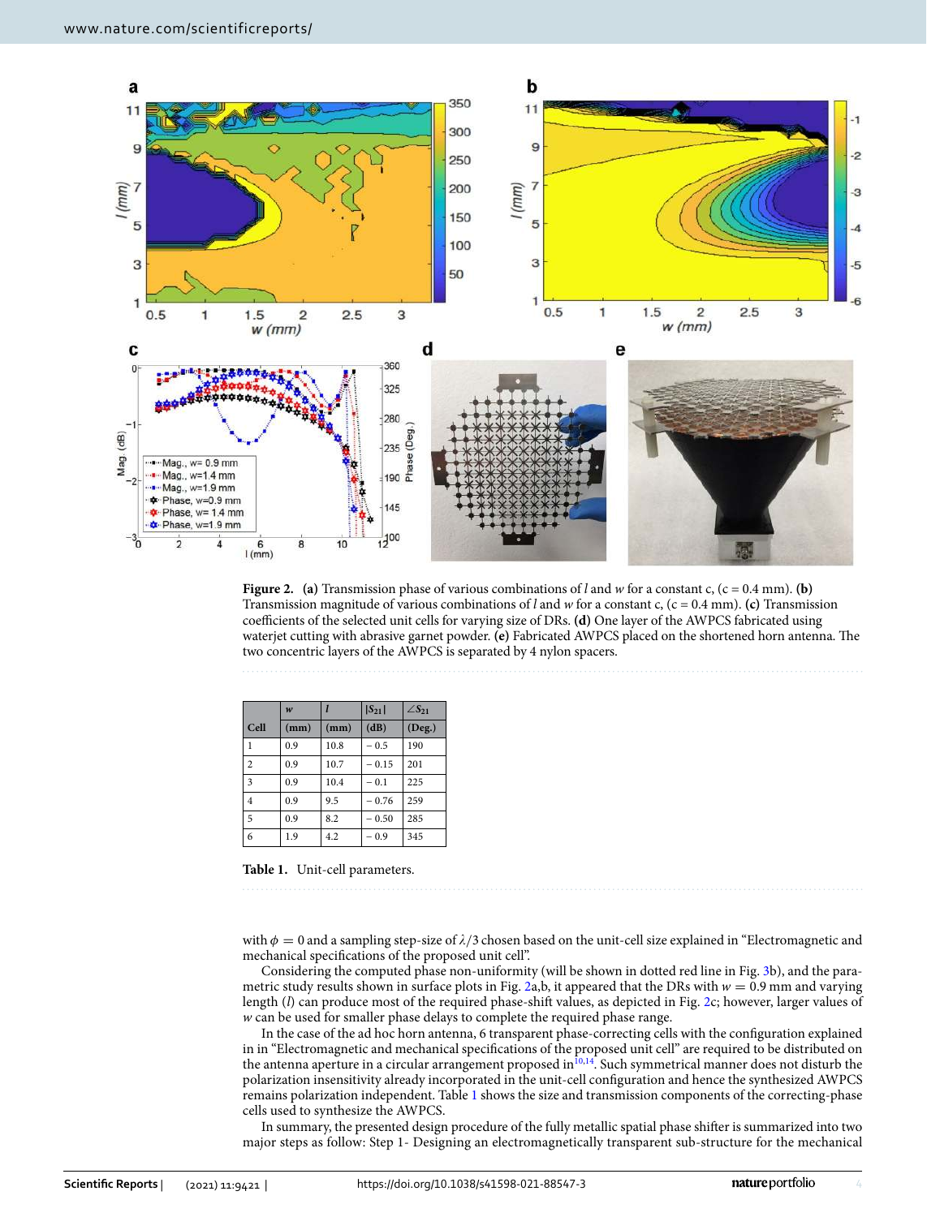a

11 9 7 5 3 1

$l$ (mm)

0.5 1 1.5 2 2.5 3

$w$ (mm)

350 300 250 200 150 100 50

b

11 9 7 5 3 1

$l$ (mm)

0.5 1 1.5 2 2.5 3

$w$ (mm)

-1 -2 -3 -4 -5 -6

c

Mag. (dB)

0 −1 −2 −3

0 2 4 6 8 10 12

l (mm)

360 325 280 235 190 145 100

Phase (Deg.)

Mag., w= 0.9 mm
Mag., w=1.4 mm
Mag., w=1.9 mm
Phase, w=0.9 mm
Phase, w= 1.4 mm
Phase, w=1.9 mm

d

e

**Figure 2.** **(a)** Transmission phase of various combinations of $l$ and $w$ for a constant c, (c = 0.4 mm). **(b)** Transmission magnitude of various combinations of $l$ and $w$ for a constant c, (c = 0.4 mm). **(c)** Transmission coefficients of the selected unit cells for varying size of DRs. **(d)** One layer of the AWPCS fabricated using waterjet cutting with abrasive garnet powder. **(e)** Fabricated AWPCS placed on the shortened horn antenna. The two concentric layers of the AWPCS is separated by 4 nylon spacers.

| Cell | $w$ (mm) | $l$ (mm) | $\lvert S_{21}\rvert$ (dB) | $\angle S_{21}$ (Deg.) |
|---|---|---|---|---|
| 1 | 0.9 | 10.8 | − 0.5 | 190 |
| 2 | 0.9 | 10.7 | − 0.15 | 201 |
| 3 | 0.9 | 10.4 | − 0.1 | 225 |
| 4 | 0.9 | 9.5 | − 0.76 | 259 |
| 5 | 0.9 | 8.2 | − 0.50 | 285 |
| 6 | 1.9 | 4.2 | − 0.9 | 345 |

**Table 1.** Unit-cell parameters.

with $\phi = 0$ and a sampling step-size of $\lambda/3$ chosen based on the unit-cell size explained in "Electromagnetic and mechanical specifications of the proposed unit cell".

Considering the computed phase non-uniformity (will be shown in dotted red line in Fig. 3b), and the parametric study results shown in surface plots in Fig. 2a,b, it appeared that the DRs with $w = 0.9$ mm and varying length ($l$) can produce most of the required phase-shift values, as depicted in Fig. 2c; however, larger values of $w$ can be used for smaller phase delays to complete the required phase range.

In the case of the ad hoc horn antenna, 6 transparent phase-correcting cells with the configuration explained in in "Electromagnetic and mechanical specifications of the proposed unit cell" are required to be distributed on the antenna aperture in a circular arrangement proposed in[10,14]. Such symmetrical manner does not disturb the polarization insensitivity already incorporated in the unit-cell configuration and hence the synthesized AWPCS remains polarization independent. Table 1 shows the size and transmission components of the correcting-phase cells used to synthesize the AWPCS.

In summary, the presented design procedure of the fully metallic spatial phase shifter is summarized into two major steps as follow: Step 1- Designing an electromagnetically transparent sub-structure for the mechanical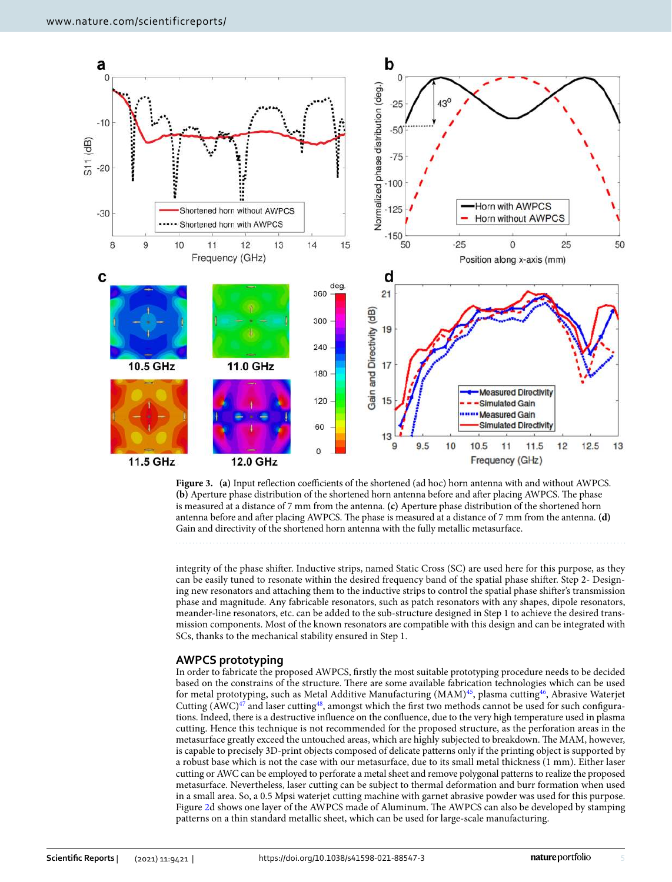a

0
-10
-20
-30
S11 (dB)
8 9 10 11 12 13 14 15
Frequency (GHz)
Shortened horn without AWPCS
Shortened horn with AWPCS

b

0
-25
-50
-75
-100
-125
-150
Normalized phase distribution (deg.)
43°
50 -25 0 25 50
Position along x-axis (mm)
Horn with AWPCS
Horn without AWPCS

c

10.5 GHz
11.0 GHz
11.5 GHz
12.0 GHz
deg.
360
300
240
180
120
60
0

d

21
19
17
15
13
Gain and Directivity (dB)
9 9.5 10 10.5 11 11.5 12 12.5 13
Frequency (GHz)
Measured Directivity
Simulated Gain
Measured Gain
Simulated Directivity

**Figure 3.** **(a)** Input reflection coefficients of the shortened (ad hoc) horn antenna with and without AWPCS. **(b)** Aperture phase distribution of the shortened horn antenna before and after placing AWPCS. The phase is measured at a distance of 7 mm from the antenna. **(c)** Aperture phase distribution of the shortened horn antenna before and after placing AWPCS. The phase is measured at a distance of 7 mm from the antenna. **(d)** Gain and directivity of the shortened horn antenna with the fully metallic metasurface.

integrity of the phase shifter. Inductive strips, named Static Cross (SC) are used here for this purpose, as they can be easily tuned to resonate within the desired frequency band of the spatial phase shifter. Step 2- Designing new resonators and attaching them to the inductive strips to control the spatial phase shifter's transmission phase and magnitude. Any fabricable resonators, such as patch resonators with any shapes, dipole resonators, meander-line resonators, etc. can be added to the sub-structure designed in Step 1 to achieve the desired transmission components. Most of the known resonators are compatible with this design and can be integrated with SCs, thanks to the mechanical stability ensured in Step 1.

## AWPCS prototyping

In order to fabricate the proposed AWPCS, firstly the most suitable prototyping procedure needs to be decided based on the constrains of the structure. There are some available fabrication technologies which can be used for metal prototyping, such as Metal Additive Manufacturing (MAM)[45], plasma cutting[46], Abrasive Waterjet Cutting (AWC)[47] and laser cutting[48], amongst which the first two methods cannot be used for such configurations. Indeed, there is a destructive influence on the confluence, due to the very high temperature used in plasma cutting. Hence this technique is not recommended for the proposed structure, as the perforation areas in the metasurface greatly exceed the untouched areas, which are highly subjected to breakdown. The MAM, however, is capable to precisely 3D-print objects composed of delicate patterns only if the printing object is supported by a robust base which is not the case with our metasurface, due to its small metal thickness (1 mm). Either laser cutting or AWC can be employed to perforate a metal sheet and remove polygonal patterns to realize the proposed metasurface. Nevertheless, laser cutting can be subject to thermal deformation and burr formation when used in a small area. So, a 0.5 Mpsi waterjet cutting machine with garnet abrasive powder was used for this purpose. Figure 2d shows one layer of the AWPCS made of Aluminum. The AWPCS can also be developed by stamping patterns on a thin standard metallic sheet, which can be used for large-scale manufacturing.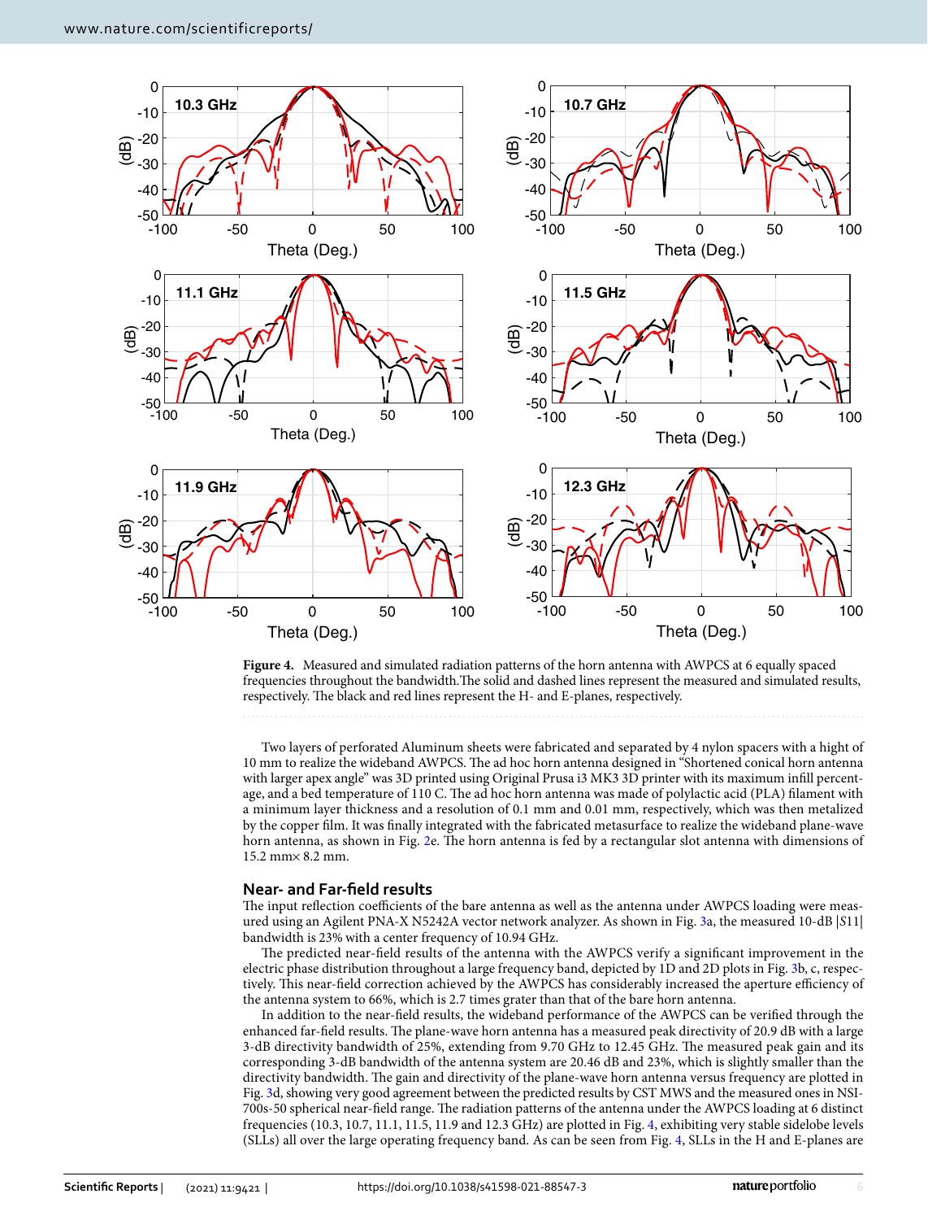10.3 GHz
10.7 GHz
11.1 GHz
11.5 GHz
11.9 GHz
12.3 GHz

(dB)

Theta (Deg.)

0
-10
-20
-30
-40
-50

-100
-50
0
50
100

**Figure 4.** Measured and simulated radiation patterns of the horn antenna with AWPCS at 6 equally spaced frequencies throughout the bandwidth.The solid and dashed lines represent the measured and simulated results, respectively. The black and red lines represent the H- and E-planes, respectively.

Two layers of perforated Aluminum sheets were fabricated and separated by 4 nylon spacers with a hight of 10 mm to realize the wideband AWPCS. The ad hoc horn antenna designed in "Shortened conical horn antenna with larger apex angle" was 3D printed using Original Prusa i3 MK3 3D printer with its maximum infill percentage, and a bed temperature of 110 C. The ad hoc horn antenna was made of polylactic acid (PLA) filament with a minimum layer thickness and a resolution of 0.1 mm and 0.01 mm, respectively, which was then metalized by the copper film. It was finally integrated with the fabricated metasurface to realize the wideband plane-wave horn antenna, as shown in Fig. 2e. The horn antenna is fed by a rectangular slot antenna with dimensions of 15.2 mm× 8.2 mm.

## Near- and Far-field results

The input reflection coefficients of the bare antenna as well as the antenna under AWPCS loading were measured using an Agilent PNA-X N5242A vector network analyzer. As shown in Fig. 3a, the measured 10-dB $|S11|$ bandwidth is 23% with a center frequency of 10.94 GHz.

The predicted near-field results of the antenna with the AWPCS verify a significant improvement in the electric phase distribution throughout a large frequency band, depicted by 1D and 2D plots in Fig. 3b, c, respectively. This near-field correction achieved by the AWPCS has considerably increased the aperture efficiency of the antenna system to 66%, which is 2.7 times grater than that of the bare horn antenna.

In addition to the near-field results, the wideband performance of the AWPCS can be verified through the enhanced far-field results. The plane-wave horn antenna has a measured peak directivity of 20.9 dB with a large 3-dB directivity bandwidth of 25%, extending from 9.70 GHz to 12.45 GHz. The measured peak gain and its corresponding 3-dB bandwidth of the antenna system are 20.46 dB and 23%, which is slightly smaller than the directivity bandwidth. The gain and directivity of the plane-wave horn antenna versus frequency are plotted in Fig. 3d, showing very good agreement between the predicted results by CST MWS and the measured ones in NSI-700s-50 spherical near-field range. The radiation patterns of the antenna under the AWPCS loading at 6 distinct frequencies (10.3, 10.7, 11.1, 11.5, 11.9 and 12.3 GHz) are plotted in Fig. 4, exhibiting very stable sidelobe levels (SLLs) all over the large operating frequency band. As can be seen from Fig. 4, SLLs in the H and E-planes are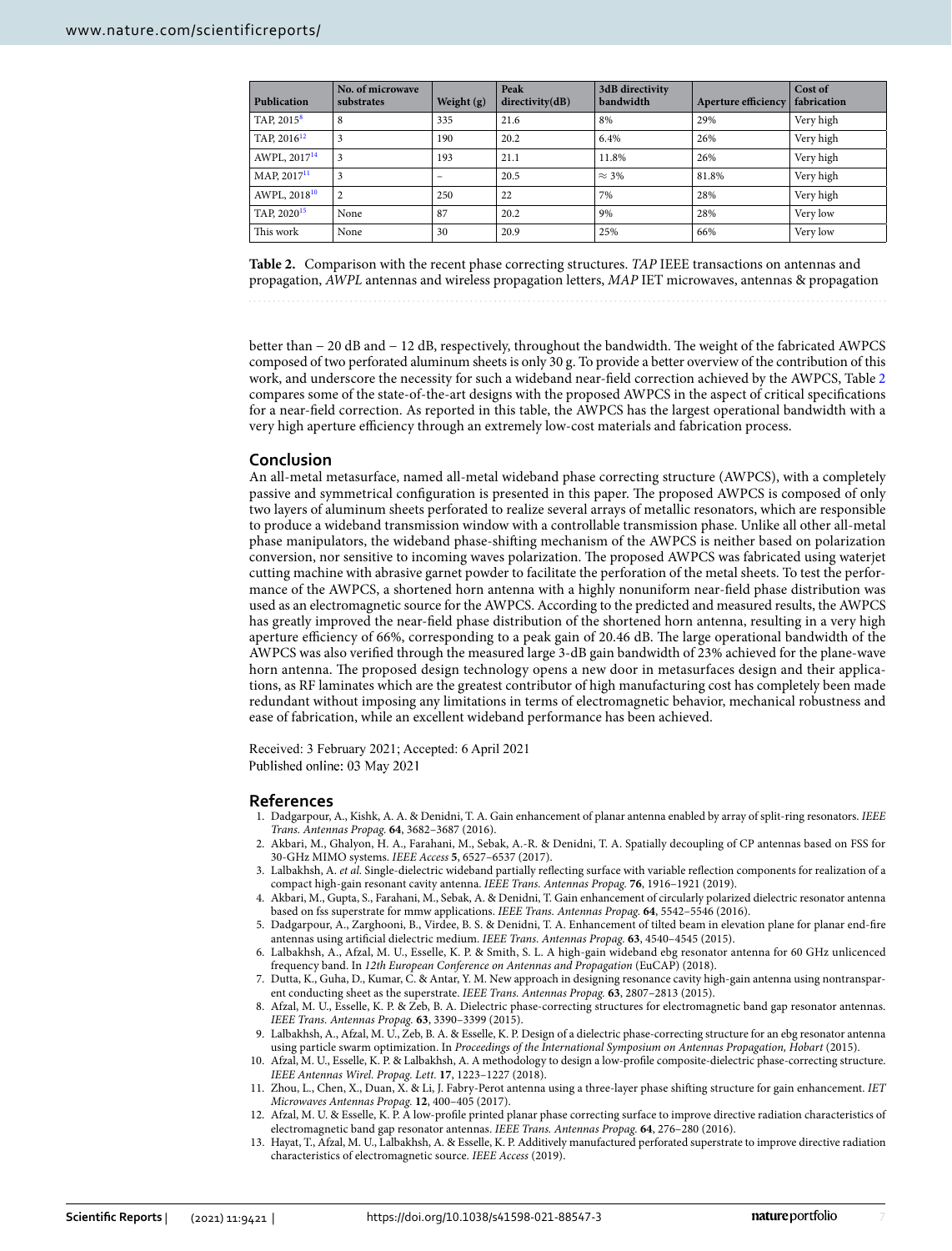| Publication | No. of microwave substrates | Weight (g) | Peak directivity(dB) | 3dB directivity bandwidth | Aperture efficiency | Cost of fabrication |
|---|---|---|---|---|---|---|
| TAP, 2015[8] | 8 | 335 | 21.6 | 8% | 29% | Very high |
| TAP, 2016[12] | 3 | 190 | 20.2 | 6.4% | 26% | Very high |
| AWPL, 2017[14] | 3 | 193 | 21.1 | 11.8% | 26% | Very high |
| MAP, 2017[11] | 3 | – | 20.5 | ≈ 3% | 81.8% | Very high |
| AWPL, 2018[10] | 2 | 250 | 22 | 7% | 28% | Very high |
| TAP, 2020[15] | None | 87 | 20.2 | 9% | 28% | Very low |
| This work | None | 30 | 20.9 | 25% | 66% | Very low |

**Table 2.** Comparison with the recent phase correcting structures. *TAP* IEEE transactions on antennas and propagation, *AWPL* antennas and wireless propagation letters, *MAP* IET microwaves, antennas & propagation

better than − 20 dB and − 12 dB, respectively, throughout the bandwidth. The weight of the fabricated AWPCS composed of two perforated aluminum sheets is only 30 g. To provide a better overview of the contribution of this work, and underscore the necessity for such a wideband near-field correction achieved by the AWPCS, Table 2 compares some of the state-of-the-art designs with the proposed AWPCS in the aspect of critical specifications for a near-field correction. As reported in this table, the AWPCS has the largest operational bandwidth with a very high aperture efficiency through an extremely low-cost materials and fabrication process.

## Conclusion

An all-metal metasurface, named all-metal wideband phase correcting structure (AWPCS), with a completely passive and symmetrical configuration is presented in this paper. The proposed AWPCS is composed of only two layers of aluminum sheets perforated to realize several arrays of metallic resonators, which are responsible to produce a wideband transmission window with a controllable transmission phase. Unlike all other all-metal phase manipulators, the wideband phase-shifting mechanism of the AWPCS is neither based on polarization conversion, nor sensitive to incoming waves polarization. The proposed AWPCS was fabricated using waterjet cutting machine with abrasive garnet powder to facilitate the perforation of the metal sheets. To test the performance of the AWPCS, a shortened horn antenna with a highly nonuniform near-field phase distribution was used as an electromagnetic source for the AWPCS. According to the predicted and measured results, the AWPCS has greatly improved the near-field phase distribution of the shortened horn antenna, resulting in a very high aperture efficiency of 66%, corresponding to a peak gain of 20.46 dB. The large operational bandwidth of the AWPCS was also verified through the measured large 3-dB gain bandwidth of 23% achieved for the plane-wave horn antenna. The proposed design technology opens a new door in metasurfaces design and their applications, as RF laminates which are the greatest contributor of high manufacturing cost has completely been made redundant without imposing any limitations in terms of electromagnetic behavior, mechanical robustness and ease of fabrication, while an excellent wideband performance has been achieved.

Received: 3 February 2021; Accepted: 6 April 2021
Published online: 03 May 2021

## References

1. Dadgarpour, A., Kishk, A. A. & Denidni, T. A. Gain enhancement of planar antenna enabled by array of split-ring resonators. *IEEE Trans. Antennas Propag.* **64**, 3682–3687 (2016).
2. Akbari, M., Ghalyon, H. A., Farahani, M., Sebak, A.-R. & Denidni, T. A. Spatially decoupling of CP antennas based on FSS for 30-GHz MIMO systems. *IEEE Access* **5**, 6527–6537 (2017).
3. Lalbakhsh, A. *et al.* Single-dielectric wideband partially reflecting surface with variable reflection components for realization of a compact high-gain resonant cavity antenna. *IEEE Trans. Antennas Propag.* **76**, 1916–1921 (2019).
4. Akbari, M., Gupta, S., Farahani, M., Sebak, A. & Denidni, T. Gain enhancement of circularly polarized dielectric resonator antenna based on fss superstrate for mmw applications. *IEEE Trans. Antennas Propag.* **64**, 5542–5546 (2016).
5. Dadgarpour, A., Zarghooni, B., Virdee, B. S. & Denidni, T. A. Enhancement of tilted beam in elevation plane for planar end-fire antennas using artificial dielectric medium. *IEEE Trans. Antennas Propag.* **63**, 4540–4545 (2015).
6. Lalbakhsh, A., Afzal, M. U., Esselle, K. P. & Smith, S. L. A high-gain wideband ebg resonator antenna for 60 GHz unlicenced frequency band. In *12th European Conference on Antennas and Propagation* (EuCAP) (2018).
7. Dutta, K., Guha, D., Kumar, C. & Antar, Y. M. New approach in designing resonance cavity high-gain antenna using nontransparent conducting sheet as the superstrate. *IEEE Trans. Antennas Propag.* **63**, 2807–2813 (2015).
8. Afzal, M. U., Esselle, K. P. & Zeb, B. A. Dielectric phase-correcting structures for electromagnetic band gap resonator antennas. *IEEE Trans. Antennas Propag.* **63**, 3390–3399 (2015).
9. Lalbakhsh, A., Afzal, M. U., Zeb, B. A. & Esselle, K. P. Design of a dielectric phase-correcting structure for an ebg resonator antenna using particle swarm optimization. In *Proceedings of the International Symposium on Antennas Propagation, Hobart* (2015).
10. Afzal, M. U., Esselle, K. P. & Lalbakhsh, A. A methodology to design a low-profile composite-dielectric phase-correcting structure. *IEEE Antennas Wirel. Propag. Lett.* **17**, 1223–1227 (2018).
11. Zhou, L., Chen, X., Duan, X. & Li, J. Fabry-Perot antenna using a three-layer phase shifting structure for gain enhancement. *IET Microwaves Antennas Propag.* **12**, 400–405 (2017).
12. Afzal, M. U. & Esselle, K. P. A low-profile printed planar phase correcting surface to improve directive radiation characteristics of electromagnetic band gap resonator antennas. *IEEE Trans. Antennas Propag.* **64**, 276–280 (2016).
13. Hayat, T., Afzal, M. U., Lalbakhsh, A. & Esselle, K. P. Additively manufactured perforated superstrate to improve directive radiation characteristics of electromagnetic source. *IEEE Access* (2019).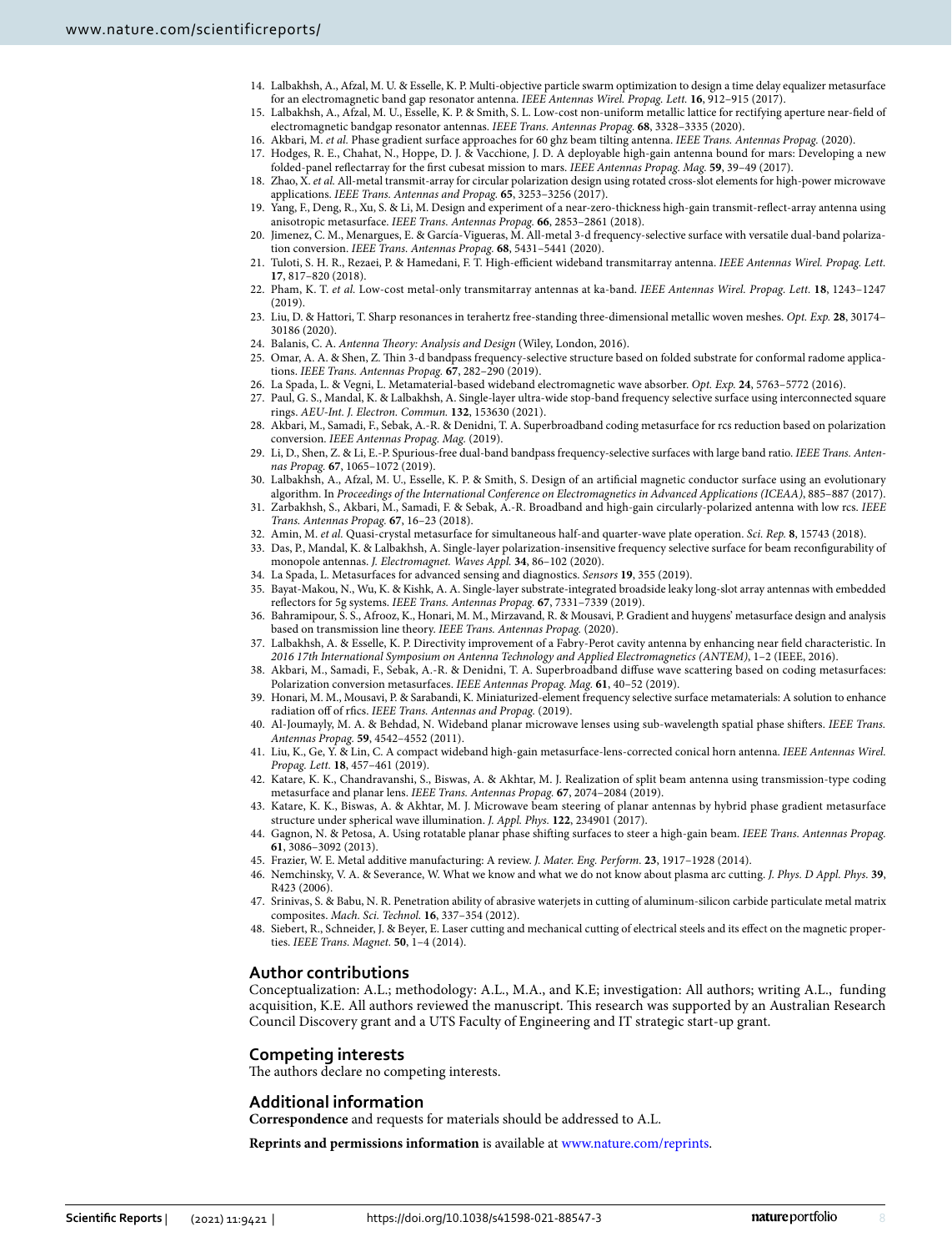14. Lalbakhsh, A., Afzal, M. U. & Esselle, K. P. Multi-objective particle swarm optimization to design a time delay equalizer metasurface for an electromagnetic band gap resonator antenna. *IEEE Antennas Wirel. Propag. Lett.* **16**, 912–915 (2017).
15. Lalbakhsh, A., Afzal, M. U., Esselle, K. P. & Smith, S. L. Low-cost non-uniform metallic lattice for rectifying aperture near-field of electromagnetic bandgap resonator antennas. *IEEE Trans. Antennas Propag.* **68**, 3328–3335 (2020).
16. Akbari, M. *et al.* Phase gradient surface approaches for 60 ghz beam tilting antenna. *IEEE Trans. Antennas Propag.* (2020).
17. Hodges, R. E., Chahat, N., Hoppe, D. J. & Vacchione, J. D. A deployable high-gain antenna bound for mars: Developing a new folded-panel reflectarray for the first cubesat mission to mars. *IEEE Antennas Propag. Mag.* **59**, 39–49 (2017).
18. Zhao, X. *et al.* All-metal transmit-array for circular polarization design using rotated cross-slot elements for high-power microwave applications. *IEEE Trans. Antennas and Propag.* **65**, 3253–3256 (2017).
19. Yang, F., Deng, R., Xu, S. & Li, M. Design and experiment of a near-zero-thickness high-gain transmit-reflect-array antenna using anisotropic metasurface. *IEEE Trans. Antennas Propag.* **66**, 2853–2861 (2018).
20. Jimenez, C. M., Menargues, E. & García-Vigueras, M. All-metal 3-d frequency-selective surface with versatile dual-band polarization conversion. *IEEE Trans. Antennas Propag.* **68**, 5431–5441 (2020).
21. Tuloti, S. H. R., Rezaei, P. & Hamedani, F. T. High-efficient wideband transmitarray antenna. *IEEE Antennas Wirel. Propag. Lett.* **17**, 817–820 (2018).
22. Pham, K. T. *et al.* Low-cost metal-only transmitarray antennas at ka-band. *IEEE Antennas Wirel. Propag. Lett.* **18**, 1243–1247 (2019).
23. Liu, D. & Hattori, T. Sharp resonances in terahertz free-standing three-dimensional metallic woven meshes. *Opt. Exp.* **28**, 30174–30186 (2020).
24. Balanis, C. A. *Antenna Theory: Analysis and Design* (Wiley, London, 2016).
25. Omar, A. A. & Shen, Z. Thin 3-d bandpass frequency-selective structure based on folded substrate for conformal radome applications. *IEEE Trans. Antennas Propag.* **67**, 282–290 (2019).
26. La Spada, L. & Vegni, L. Metamaterial-based wideband electromagnetic wave absorber. *Opt. Exp.* **24**, 5763–5772 (2016).
27. Paul, G. S., Mandal, K. & Lalbakhsh, A. Single-layer ultra-wide stop-band frequency selective surface using interconnected square rings. *AEU-Int. J. Electron. Commun.* **132**, 153630 (2021).
28. Akbari, M., Samadi, F., Sebak, A.-R. & Denidni, T. A. Superbroadband coding metasurface for rcs reduction based on polarization conversion. *IEEE Antennas Propag. Mag.* (2019).
29. Li, D., Shen, Z. & Li, E.-P. Spurious-free dual-band bandpass frequency-selective surfaces with large band ratio. *IEEE Trans. Antennas Propag.* **67**, 1065–1072 (2019).
30. Lalbakhsh, A., Afzal, M. U., Esselle, K. P. & Smith, S. Design of an artificial magnetic conductor surface using an evolutionary algorithm. In *Proceedings of the International Conference on Electromagnetics in Advanced Applications (ICEAA)*, 885–887 (2017).
31. Zarbakhsh, S., Akbari, M., Samadi, F. & Sebak, A.-R. Broadband and high-gain circularly-polarized antenna with low rcs. *IEEE Trans. Antennas Propag.* **67**, 16–23 (2018).
32. Amin, M. *et al.* Quasi-crystal metasurface for simultaneous half-and quarter-wave plate operation. *Sci. Rep.* **8**, 15743 (2018).
33. Das, P., Mandal, K. & Lalbakhsh, A. Single-layer polarization-insensitive frequency selective surface for beam reconfigurability of monopole antennas. *J. Electromagnet. Waves Appl.* **34**, 86–102 (2020).
34. La Spada, L. Metasurfaces for advanced sensing and diagnostics. *Sensors* **19**, 355 (2019).
35. Bayat-Makou, N., Wu, K. & Kishk, A. A. Single-layer substrate-integrated broadside leaky long-slot array antennas with embedded reflectors for 5g systems. *IEEE Trans. Antennas Propag.* **67**, 7331–7339 (2019).
36. Bahramipour, S. S., Afrooz, K., Honari, M. M., Mirzavand, R. & Mousavi, P. Gradient and huygens' metasurface design and analysis based on transmission line theory. *IEEE Trans. Antennas Propag.* (2020).
37. Lalbakhsh, A. & Esselle, K. P. Directivity improvement of a Fabry-Perot cavity antenna by enhancing near field characteristic. In *2016 17th International Symposium on Antenna Technology and Applied Electromagnetics (ANTEM)*, 1–2 (IEEE, 2016).
38. Akbari, M., Samadi, F., Sebak, A.-R. & Denidni, T. A. Superbroadband diffuse wave scattering based on coding metasurfaces: Polarization conversion metasurfaces. *IEEE Antennas Propag. Mag.* **61**, 40–52 (2019).
39. Honari, M. M., Mousavi, P. & Sarabandi, K. Miniaturized-element frequency selective surface metamaterials: A solution to enhance radiation off of rfics. *IEEE Trans. Antennas and Propag.* (2019).
40. Al-Joumayly, M. A. & Behdad, N. Wideband planar microwave lenses using sub-wavelength spatial phase shifters. *IEEE Trans. Antennas Propag.* **59**, 4542–4552 (2011).
41. Liu, K., Ge, Y. & Lin, C. A compact wideband high-gain metasurface-lens-corrected conical horn antenna. *IEEE Antennas Wirel. Propag. Lett.* **18**, 457–461 (2019).
42. Katare, K. K., Chandravanshi, S., Biswas, A. & Akhtar, M. J. Realization of split beam antenna using transmission-type coding metasurface and planar lens. *IEEE Trans. Antennas Propag.* **67**, 2074–2084 (2019).
43. Katare, K. K., Biswas, A. & Akhtar, M. J. Microwave beam steering of planar antennas by hybrid phase gradient metasurface structure under spherical wave illumination. *J. Appl. Phys.* **122**, 234901 (2017).
44. Gagnon, N. & Petosa, A. Using rotatable planar phase shifting surfaces to steer a high-gain beam. *IEEE Trans. Antennas Propag.* **61**, 3086–3092 (2013).
45. Frazier, W. E. Metal additive manufacturing: A review. *J. Mater. Eng. Perform.* **23**, 1917–1928 (2014).
46. Nemchinsky, V. A. & Severance, W. What we know and what we do not know about plasma arc cutting. *J. Phys. D Appl. Phys.* **39**, R423 (2006).
47. Srinivas, S. & Babu, N. R. Penetration ability of abrasive waterjets in cutting of aluminum-silicon carbide particulate metal matrix composites. *Mach. Sci. Technol.* **16**, 337–354 (2012).
48. Siebert, R., Schneider, J. & Beyer, E. Laser cutting and mechanical cutting of electrical steels and its effect on the magnetic properties. *IEEE Trans. Magnet.* **50**, 1–4 (2014).

## Author contributions

Conceptualization: A.L.; methodology: A.L., M.A., and K.E; investigation: All authors; writing A.L., funding acquisition, K.E. All authors reviewed the manuscript. This research was supported by an Australian Research Council Discovery grant and a UTS Faculty of Engineering and IT strategic start-up grant.

## Competing interests

The authors declare no competing interests.

## Additional information

**Correspondence** and requests for materials should be addressed to A.L.

**Reprints and permissions information** is available at www.nature.com/reprints.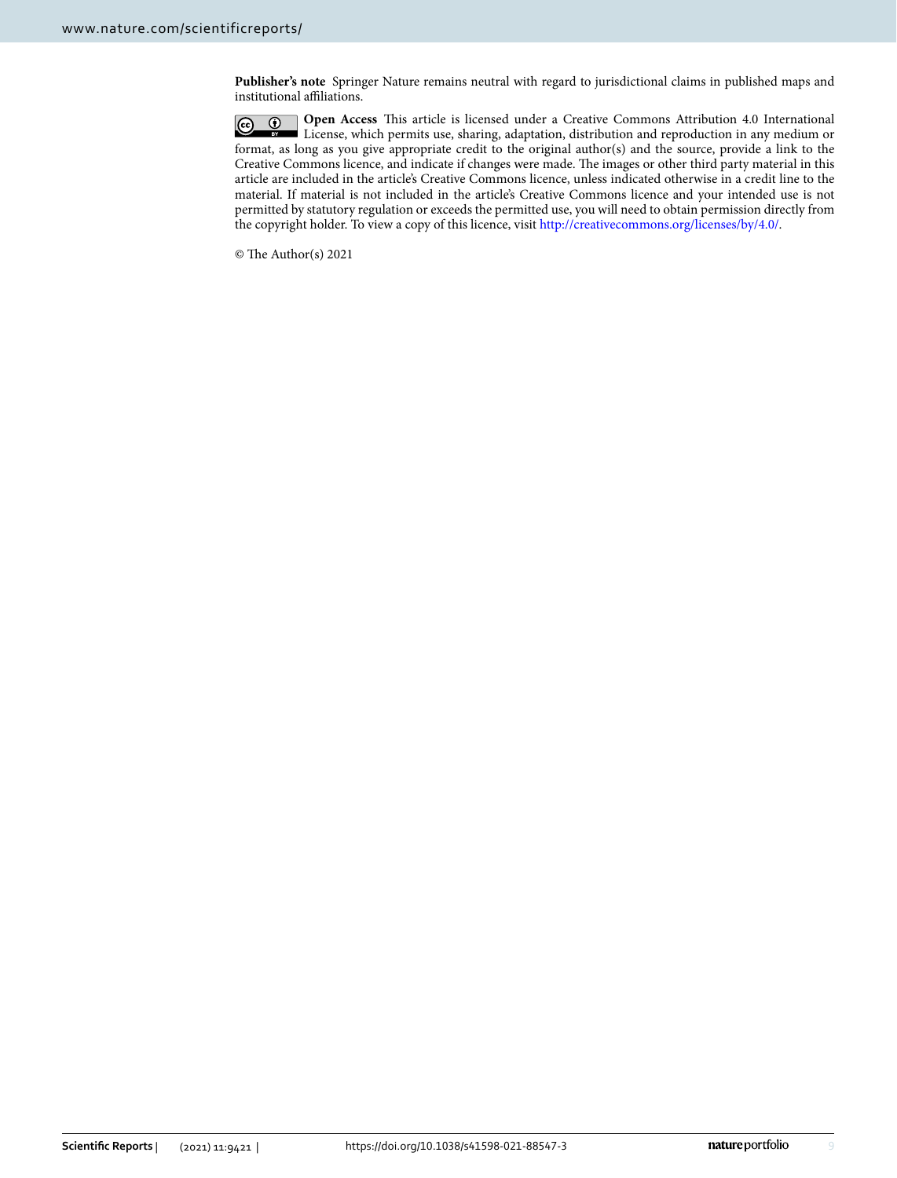**Publisher's note** Springer Nature remains neutral with regard to jurisdictional claims in published maps and institutional affiliations.

**Open Access** This article is licensed under a Creative Commons Attribution 4.0 International License, which permits use, sharing, adaptation, distribution and reproduction in any medium or format, as long as you give appropriate credit to the original author(s) and the source, provide a link to the Creative Commons licence, and indicate if changes were made. The images or other third party material in this article are included in the article's Creative Commons licence, unless indicated otherwise in a credit line to the material. If material is not included in the article's Creative Commons licence and your intended use is not permitted by statutory regulation or exceeds the permitted use, you will need to obtain permission directly from the copyright holder. To view a copy of this licence, visit http://creativecommons.org/licenses/by/4.0/.

© The Author(s) 2021